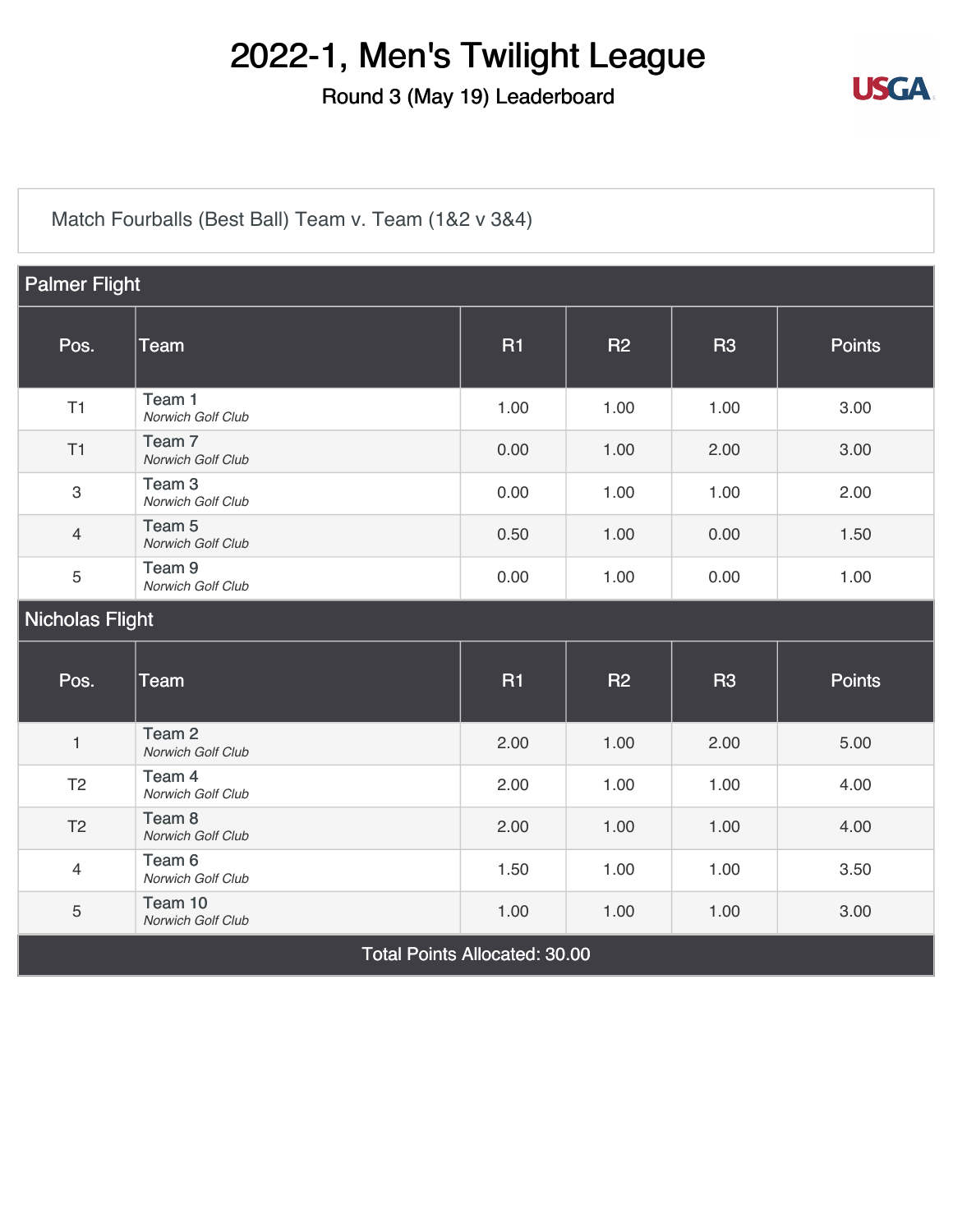# 2022-1, Men's Twilight League

## Round 3 (May 19) Leaderboard

Match Fourballs (Best Ball) Team v. Team (1&2 v 3&4)

### Palmer Flight

| Pos. | Team | R1 | R2 | R3 | Points |
|---|---|---|---|---|---|
| T1 | Team 1 *Norwich Golf Club* | 1.00 | 1.00 | 1.00 | 3.00 |
| T1 | Team 7 *Norwich Golf Club* | 0.00 | 1.00 | 2.00 | 3.00 |
| 3 | Team 3 *Norwich Golf Club* | 0.00 | 1.00 | 1.00 | 2.00 |
| 4 | Team 5 *Norwich Golf Club* | 0.50 | 1.00 | 0.00 | 1.50 |
| 5 | Team 9 *Norwich Golf Club* | 0.00 | 1.00 | 0.00 | 1.00 |

### Nicholas Flight

| Pos. | Team | R1 | R2 | R3 | Points |
|---|---|---|---|---|---|
| 1 | Team 2 *Norwich Golf Club* | 2.00 | 1.00 | 2.00 | 5.00 |
| T2 | Team 4 *Norwich Golf Club* | 2.00 | 1.00 | 1.00 | 4.00 |
| T2 | Team 8 *Norwich Golf Club* | 2.00 | 1.00 | 1.00 | 4.00 |
| 4 | Team 6 *Norwich Golf Club* | 1.50 | 1.00 | 1.00 | 3.50 |
| 5 | Team 10 *Norwich Golf Club* | 1.00 | 1.00 | 1.00 | 3.00 |

Total Points Allocated: 30.00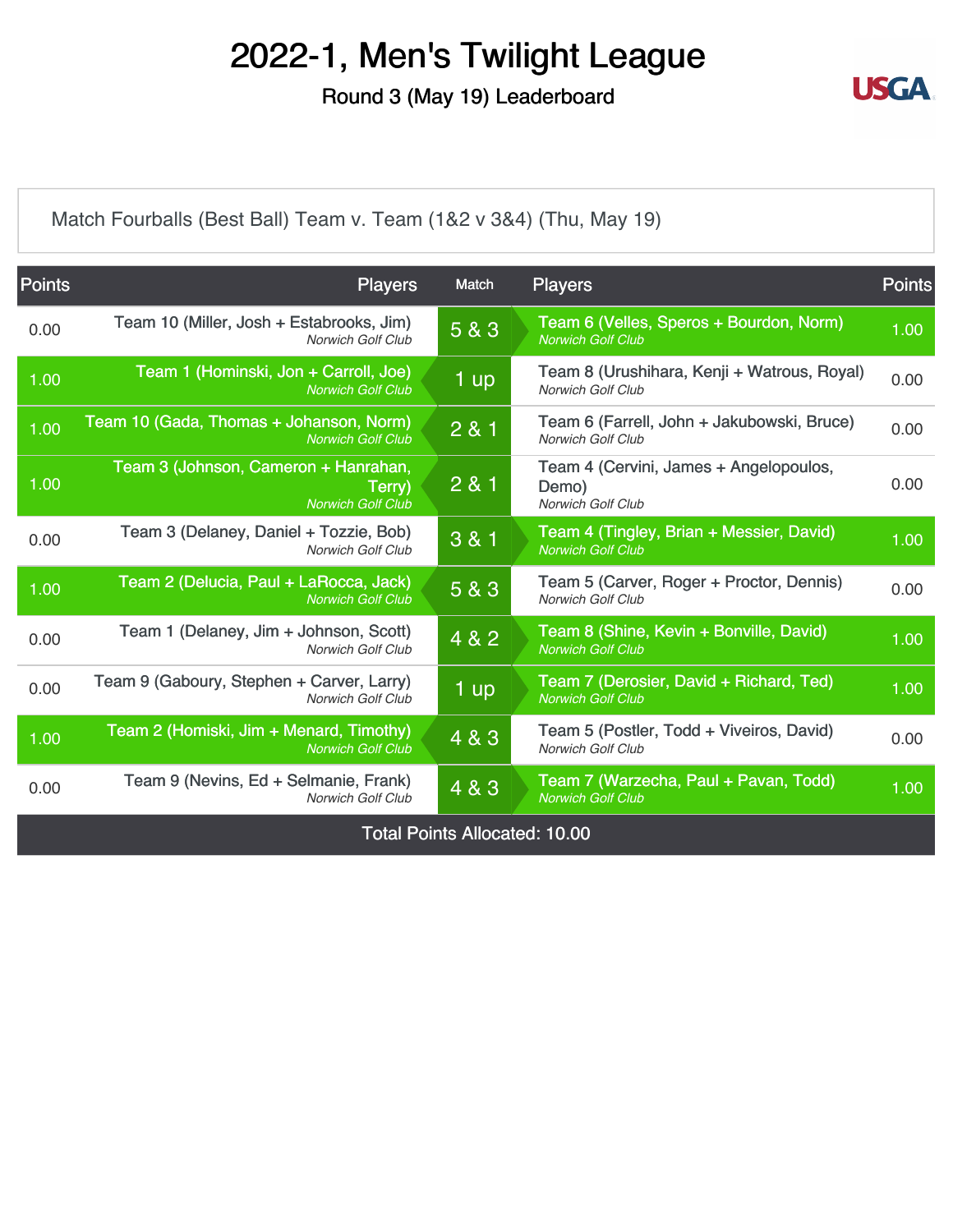# 2022-1, Men's Twilight League

## Round 3 (May 19) Leaderboard

Match Fourballs (Best Ball) Team v. Team (1&2 v 3&4) (Thu, May 19)

| Points | Players | Match | Players | Points |
|---|---|---|---|---|
| 0.00 | Team 10 (Miller, Josh + Estabrooks, Jim) *Norwich Golf Club* | 5 & 3 | Team 6 (Velles, Speros + Bourdon, Norm) *Norwich Golf Club* | 1.00 |
| 1.00 | Team 1 (Hominski, Jon + Carroll, Joe) *Norwich Golf Club* | 1 up | Team 8 (Urushihara, Kenji + Watrous, Royal) *Norwich Golf Club* | 0.00 |
| 1.00 | Team 10 (Gada, Thomas + Johanson, Norm) *Norwich Golf Club* | 2 & 1 | Team 6 (Farrell, John + Jakubowski, Bruce) *Norwich Golf Club* | 0.00 |
| 1.00 | Team 3 (Johnson, Cameron + Hanrahan, Terry) *Norwich Golf Club* | 2 & 1 | Team 4 (Cervini, James + Angelopoulos, Demo) *Norwich Golf Club* | 0.00 |
| 0.00 | Team 3 (Delaney, Daniel + Tozzie, Bob) *Norwich Golf Club* | 3 & 1 | Team 4 (Tingley, Brian + Messier, David) *Norwich Golf Club* | 1.00 |
| 1.00 | Team 2 (Delucia, Paul + LaRocca, Jack) *Norwich Golf Club* | 5 & 3 | Team 5 (Carver, Roger + Proctor, Dennis) *Norwich Golf Club* | 0.00 |
| 0.00 | Team 1 (Delaney, Jim + Johnson, Scott) *Norwich Golf Club* | 4 & 2 | Team 8 (Shine, Kevin + Bonville, David) *Norwich Golf Club* | 1.00 |
| 0.00 | Team 9 (Gaboury, Stephen + Carver, Larry) *Norwich Golf Club* | 1 up | Team 7 (Derosier, David + Richard, Ted) *Norwich Golf Club* | 1.00 |
| 1.00 | Team 2 (Homiski, Jim + Menard, Timothy) *Norwich Golf Club* | 4 & 3 | Team 5 (Postler, Todd + Viveiros, David) *Norwich Golf Club* | 0.00 |
| 0.00 | Team 9 (Nevins, Ed + Selmanie, Frank) *Norwich Golf Club* | 4 & 3 | Team 7 (Warzecha, Paul + Pavan, Todd) *Norwich Golf Club* | 1.00 |

Total Points Allocated: 10.00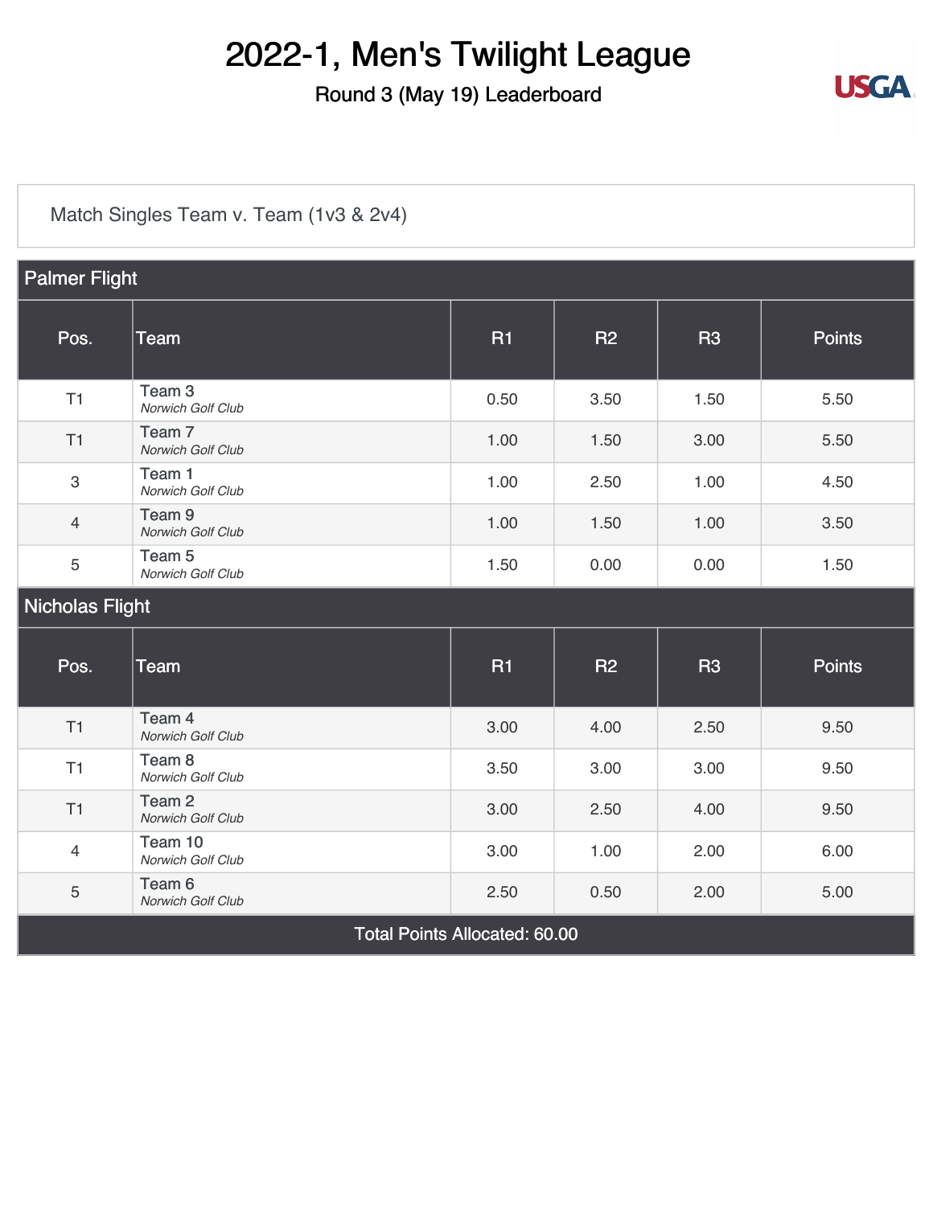# 2022-1, Men's Twilight League

## Round 3 (May 19) Leaderboard

Match Singles Team v. Team (1v3 & 2v4)

| Palmer Flight | | | | | |
|---|---|---|---|---|---|
| **Pos.** | **Team** | **R1** | **R2** | **R3** | **Points** |
| T1 | Team 3 *Norwich Golf Club* | 0.50 | 3.50 | 1.50 | 5.50 |
| T1 | Team 7 *Norwich Golf Club* | 1.00 | 1.50 | 3.00 | 5.50 |
| 3 | Team 1 *Norwich Golf Club* | 1.00 | 2.50 | 1.00 | 4.50 |
| 4 | Team 9 *Norwich Golf Club* | 1.00 | 1.50 | 1.00 | 3.50 |
| 5 | Team 5 *Norwich Golf Club* | 1.50 | 0.00 | 0.00 | 1.50 |
| **Nicholas Flight** | | | | | |
| **Pos.** | **Team** | **R1** | **R2** | **R3** | **Points** |
| T1 | Team 4 *Norwich Golf Club* | 3.00 | 4.00 | 2.50 | 9.50 |
| T1 | Team 8 *Norwich Golf Club* | 3.50 | 3.00 | 3.00 | 9.50 |
| T1 | Team 2 *Norwich Golf Club* | 3.00 | 2.50 | 4.00 | 9.50 |
| 4 | Team 10 *Norwich Golf Club* | 3.00 | 1.00 | 2.00 | 6.00 |
| 5 | Team 6 *Norwich Golf Club* | 2.50 | 0.50 | 2.00 | 5.00 |
| Total Points Allocated: 60.00 | | | | | |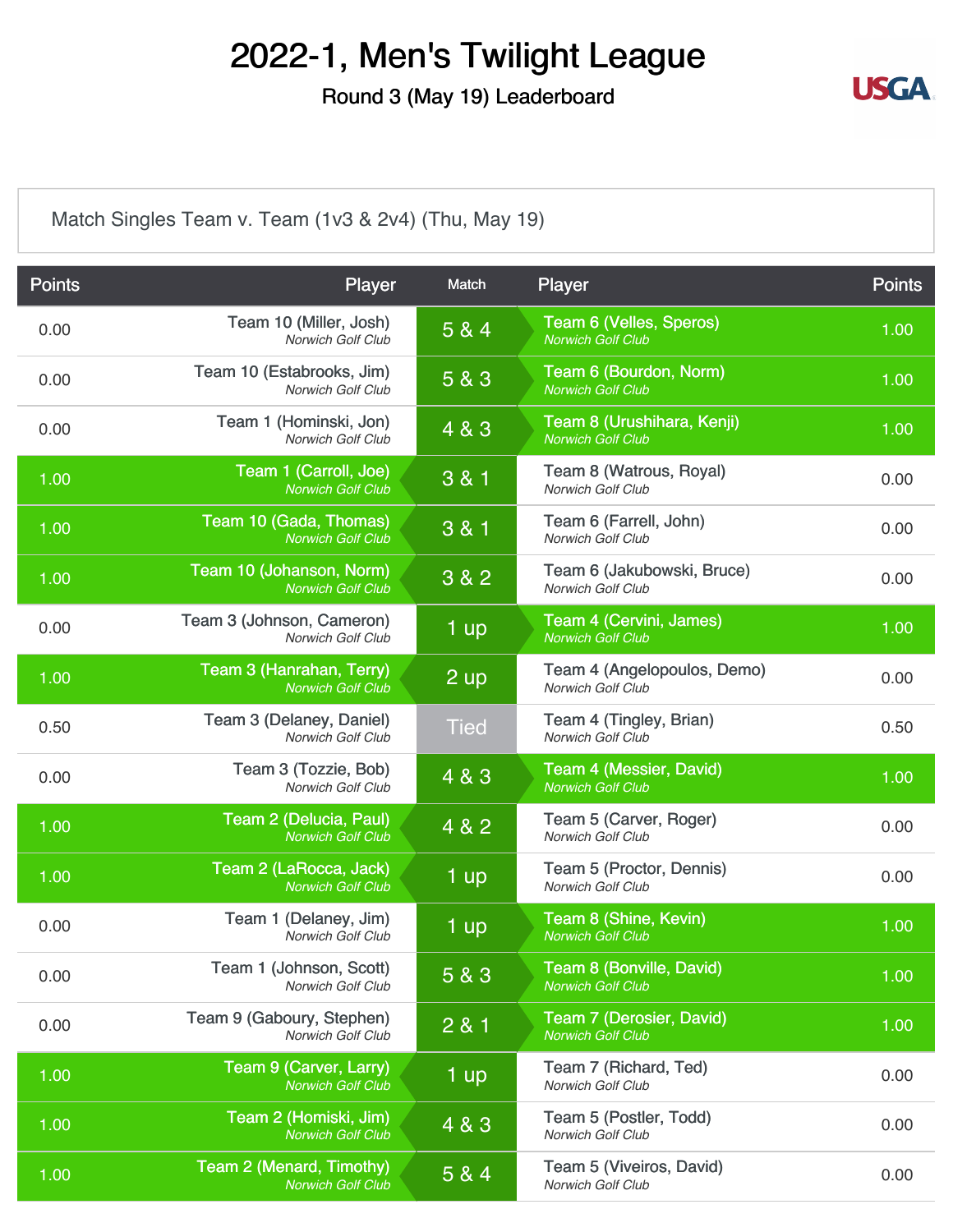# 2022-1, Men's Twilight League

Round 3 (May 19) Leaderboard

Match Singles Team v. Team (1v3 & 2v4) (Thu, May 19)

| Points | Player | Match | Player | Points |
|---|---|---|---|---|
| 0.00 | Team 10 (Miller, Josh) *Norwich Golf Club* | 5 & 4 | Team 6 (Velles, Speros) *Norwich Golf Club* | 1.00 |
| 0.00 | Team 10 (Estabrooks, Jim) *Norwich Golf Club* | 5 & 3 | Team 6 (Bourdon, Norm) *Norwich Golf Club* | 1.00 |
| 0.00 | Team 1 (Hominski, Jon) *Norwich Golf Club* | 4 & 3 | Team 8 (Urushihara, Kenji) *Norwich Golf Club* | 1.00 |
| 1.00 | Team 1 (Carroll, Joe) *Norwich Golf Club* | 3 & 1 | Team 8 (Watrous, Royal) *Norwich Golf Club* | 0.00 |
| 1.00 | Team 10 (Gada, Thomas) *Norwich Golf Club* | 3 & 1 | Team 6 (Farrell, John) *Norwich Golf Club* | 0.00 |
| 1.00 | Team 10 (Johanson, Norm) *Norwich Golf Club* | 3 & 2 | Team 6 (Jakubowski, Bruce) *Norwich Golf Club* | 0.00 |
| 0.00 | Team 3 (Johnson, Cameron) *Norwich Golf Club* | 1 up | Team 4 (Cervini, James) *Norwich Golf Club* | 1.00 |
| 1.00 | Team 3 (Hanrahan, Terry) *Norwich Golf Club* | 2 up | Team 4 (Angelopoulos, Demo) *Norwich Golf Club* | 0.00 |
| 0.50 | Team 3 (Delaney, Daniel) *Norwich Golf Club* | Tied | Team 4 (Tingley, Brian) *Norwich Golf Club* | 0.50 |
| 0.00 | Team 3 (Tozzie, Bob) *Norwich Golf Club* | 4 & 3 | Team 4 (Messier, David) *Norwich Golf Club* | 1.00 |
| 1.00 | Team 2 (Delucia, Paul) *Norwich Golf Club* | 4 & 2 | Team 5 (Carver, Roger) *Norwich Golf Club* | 0.00 |
| 1.00 | Team 2 (LaRocca, Jack) *Norwich Golf Club* | 1 up | Team 5 (Proctor, Dennis) *Norwich Golf Club* | 0.00 |
| 0.00 | Team 1 (Delaney, Jim) *Norwich Golf Club* | 1 up | Team 8 (Shine, Kevin) *Norwich Golf Club* | 1.00 |
| 0.00 | Team 1 (Johnson, Scott) *Norwich Golf Club* | 5 & 3 | Team 8 (Bonville, David) *Norwich Golf Club* | 1.00 |
| 0.00 | Team 9 (Gaboury, Stephen) *Norwich Golf Club* | 2 & 1 | Team 7 (Derosier, David) *Norwich Golf Club* | 1.00 |
| 1.00 | Team 9 (Carver, Larry) *Norwich Golf Club* | 1 up | Team 7 (Richard, Ted) *Norwich Golf Club* | 0.00 |
| 1.00 | Team 2 (Homiski, Jim) *Norwich Golf Club* | 4 & 3 | Team 5 (Postler, Todd) *Norwich Golf Club* | 0.00 |
| 1.00 | Team 2 (Menard, Timothy) *Norwich Golf Club* | 5 & 4 | Team 5 (Viveiros, David) *Norwich Golf Club* | 0.00 |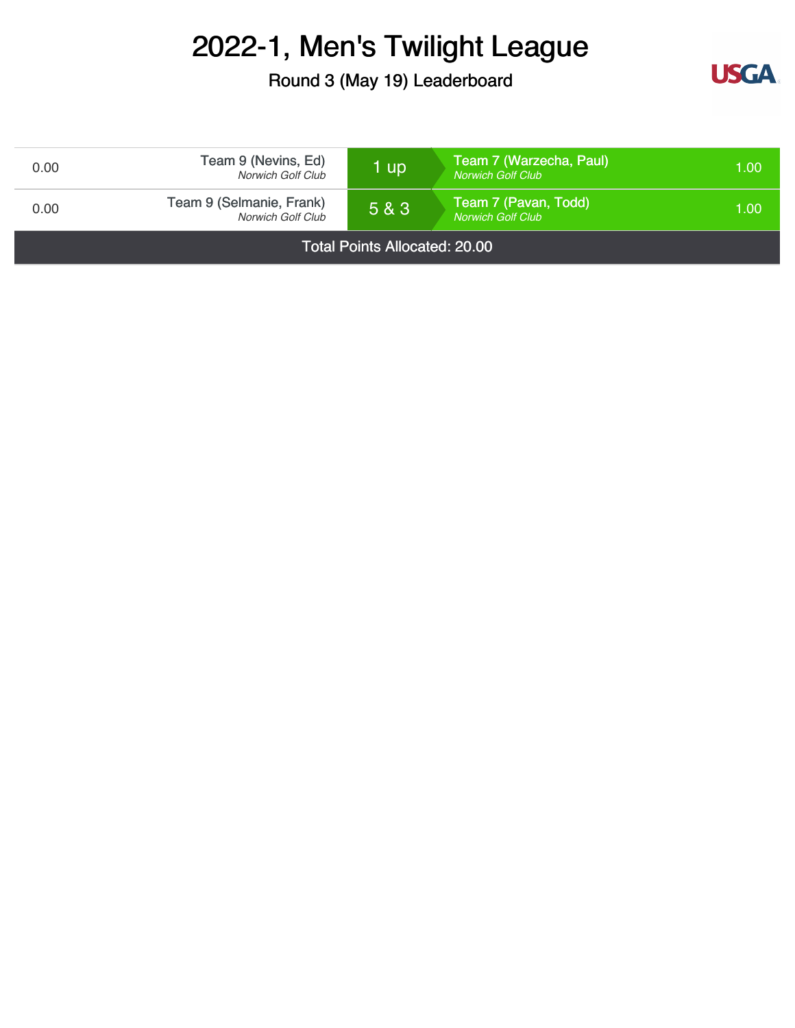# 2022-1, Men's Twilight League

## Round 3 (May 19) Leaderboard

| Points | Team | Result | Team | Points |
|---|---|---|---|---|
| 0.00 | Team 9 (Nevins, Ed) *Norwich Golf Club* | 1 up | Team 7 (Warzecha, Paul) *Norwich Golf Club* | 1.00 |
| 0.00 | Team 9 (Selmanie, Frank) *Norwich Golf Club* | 5 & 3 | Team 7 (Pavan, Todd) *Norwich Golf Club* | 1.00 |

Total Points Allocated: 20.00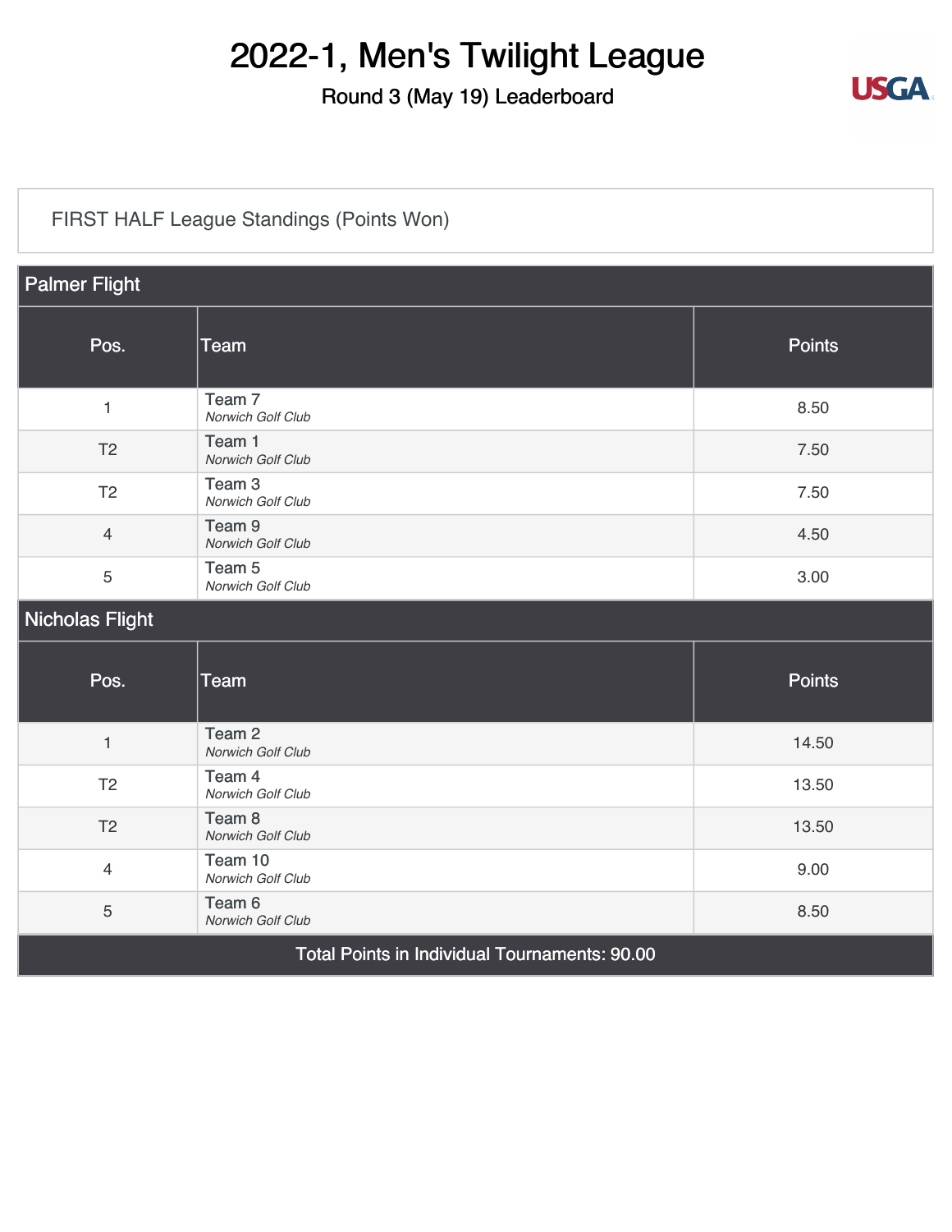# 2022-1, Men's Twilight League

## Round 3 (May 19) Leaderboard

USGA

FIRST HALF League Standings (Points Won)

### Palmer Flight

| Pos. | Team | Points |
|---|---|---|
| 1 | Team 7<br>*Norwich Golf Club* | 8.50 |
| T2 | Team 1<br>*Norwich Golf Club* | 7.50 |
| T2 | Team 3<br>*Norwich Golf Club* | 7.50 |
| 4 | Team 9<br>*Norwich Golf Club* | 4.50 |
| 5 | Team 5<br>*Norwich Golf Club* | 3.00 |

### Nicholas Flight

| Pos. | Team | Points |
|---|---|---|
| 1 | Team 2<br>*Norwich Golf Club* | 14.50 |
| T2 | Team 4<br>*Norwich Golf Club* | 13.50 |
| T2 | Team 8<br>*Norwich Golf Club* | 13.50 |
| 4 | Team 10<br>*Norwich Golf Club* | 9.00 |
| 5 | Team 6<br>*Norwich Golf Club* | 8.50 |

Total Points in Individual Tournaments: 90.00